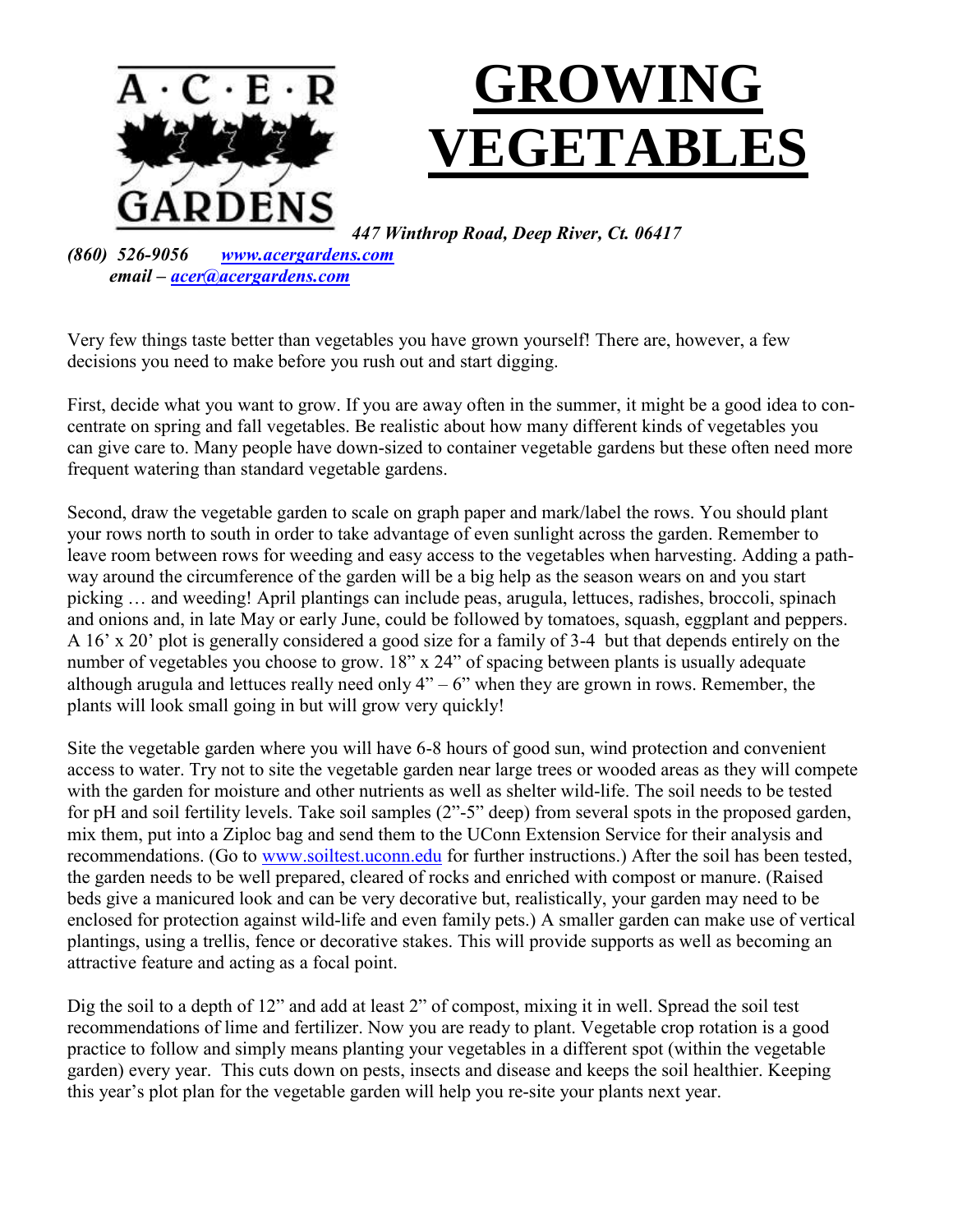# GROWING VEGETABLES

A·C·E·R GARDENS

*447 Winthrop Road, Deep River, Ct. 06417*

*(860) 526-9056* *www.acergardens.com*

*email – acer@acergardens.com*

Very few things taste better than vegetables you have grown yourself! There are, however, a few decisions you need to make before you rush out and start digging.

First, decide what you want to grow. If you are away often in the summer, it might be a good idea to concentrate on spring and fall vegetables. Be realistic about how many different kinds of vegetables you can give care to. Many people have down-sized to container vegetable gardens but these often need more frequent watering than standard vegetable gardens.

Second, draw the vegetable garden to scale on graph paper and mark/label the rows. You should plant your rows north to south in order to take advantage of even sunlight across the garden. Remember to leave room between rows for weeding and easy access to the vegetables when harvesting. Adding a pathway around the circumference of the garden will be a big help as the season wears on and you start picking … and weeding! April plantings can include peas, arugula, lettuces, radishes, broccoli, spinach and onions and, in late May or early June, could be followed by tomatoes, squash, eggplant and peppers. A 16' x 20' plot is generally considered a good size for a family of 3-4 but that depends entirely on the number of vegetables you choose to grow. 18" x 24" of spacing between plants is usually adequate although arugula and lettuces really need only 4" – 6" when they are grown in rows. Remember, the plants will look small going in but will grow very quickly!

Site the vegetable garden where you will have 6-8 hours of good sun, wind protection and convenient access to water. Try not to site the vegetable garden near large trees or wooded areas as they will compete with the garden for moisture and other nutrients as well as shelter wild-life. The soil needs to be tested for pH and soil fertility levels. Take soil samples (2"-5" deep) from several spots in the proposed garden, mix them, put into a Ziploc bag and send them to the UConn Extension Service for their analysis and recommendations. (Go to www.soiltest.uconn.edu for further instructions.) After the soil has been tested, the garden needs to be well prepared, cleared of rocks and enriched with compost or manure. (Raised beds give a manicured look and can be very decorative but, realistically, your garden may need to be enclosed for protection against wild-life and even family pets.) A smaller garden can make use of vertical plantings, using a trellis, fence or decorative stakes. This will provide supports as well as becoming an attractive feature and acting as a focal point.

Dig the soil to a depth of 12" and add at least 2" of compost, mixing it in well. Spread the soil test recommendations of lime and fertilizer. Now you are ready to plant. Vegetable crop rotation is a good practice to follow and simply means planting your vegetables in a different spot (within the vegetable garden) every year. This cuts down on pests, insects and disease and keeps the soil healthier. Keeping this year's plot plan for the vegetable garden will help you re-site your plants next year.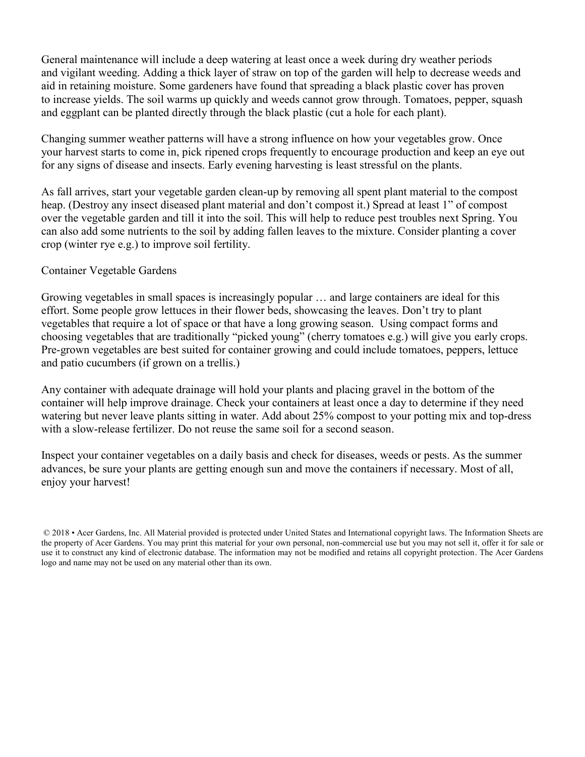General maintenance will include a deep watering at least once a week during dry weather periods and vigilant weeding. Adding a thick layer of straw on top of the garden will help to decrease weeds and aid in retaining moisture. Some gardeners have found that spreading a black plastic cover has proven to increase yields. The soil warms up quickly and weeds cannot grow through. Tomatoes, pepper, squash and eggplant can be planted directly through the black plastic (cut a hole for each plant).

Changing summer weather patterns will have a strong influence on how your vegetables grow. Once your harvest starts to come in, pick ripened crops frequently to encourage production and keep an eye out for any signs of disease and insects. Early evening harvesting is least stressful on the plants.

As fall arrives, start your vegetable garden clean-up by removing all spent plant material to the compost heap. (Destroy any insect diseased plant material and don't compost it.) Spread at least 1" of compost over the vegetable garden and till it into the soil. This will help to reduce pest troubles next Spring. You can also add some nutrients to the soil by adding fallen leaves to the mixture. Consider planting a cover crop (winter rye e.g.) to improve soil fertility.

## Container Vegetable Gardens

Growing vegetables in small spaces is increasingly popular … and large containers are ideal for this effort. Some people grow lettuces in their flower beds, showcasing the leaves. Don't try to plant vegetables that require a lot of space or that have a long growing season. Using compact forms and choosing vegetables that are traditionally "picked young" (cherry tomatoes e.g.) will give you early crops. Pre-grown vegetables are best suited for container growing and could include tomatoes, peppers, lettuce and patio cucumbers (if grown on a trellis.)

Any container with adequate drainage will hold your plants and placing gravel in the bottom of the container will help improve drainage. Check your containers at least once a day to determine if they need watering but never leave plants sitting in water. Add about 25% compost to your potting mix and top-dress with a slow-release fertilizer. Do not reuse the same soil for a second season.

Inspect your container vegetables on a daily basis and check for diseases, weeds or pests. As the summer advances, be sure your plants are getting enough sun and move the containers if necessary. Most of all, enjoy your harvest!

© 2018 • Acer Gardens, Inc. All Material provided is protected under United States and International copyright laws. The Information Sheets are the property of Acer Gardens. You may print this material for your own personal, non-commercial use but you may not sell it, offer it for sale or use it to construct any kind of electronic database. The information may not be modified and retains all copyright protection. The Acer Gardens logo and name may not be used on any material other than its own.